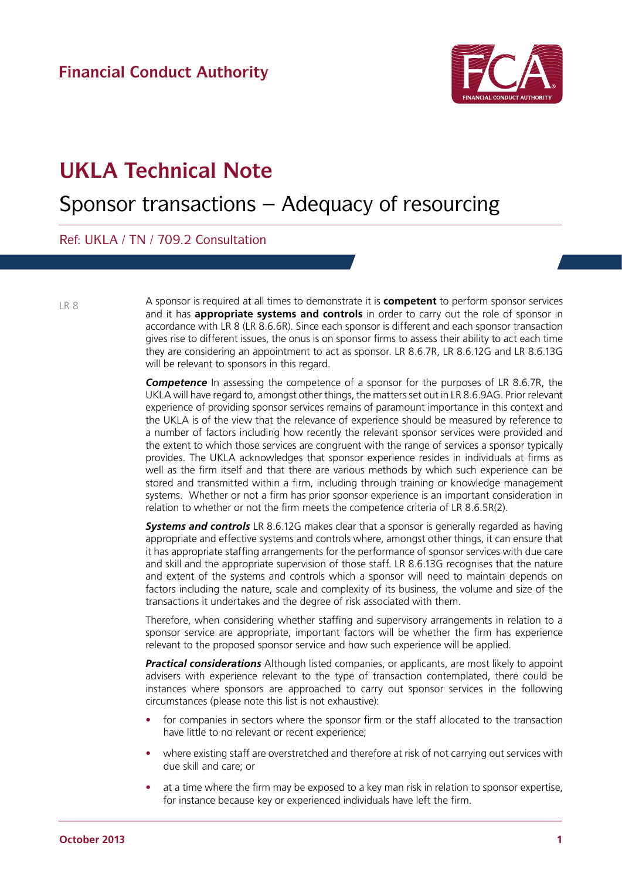Financial Conduct Authority

# UKLA Technical Note

## Sponsor transactions – Adequacy of resourcing

Ref: UKLA / TN / 709.2 Consultation

LR 8

A sponsor is required at all times to demonstrate it is **competent** to perform sponsor services and it has **appropriate systems and controls** in order to carry out the role of sponsor in accordance with LR 8 (LR 8.6.6R). Since each sponsor is different and each sponsor transaction gives rise to different issues, the onus is on sponsor firms to assess their ability to act each time they are considering an appointment to act as sponsor. LR 8.6.7R, LR 8.6.12G and LR 8.6.13G will be relevant to sponsors in this regard.

***Competence*** In assessing the competence of a sponsor for the purposes of LR 8.6.7R, the UKLA will have regard to, amongst other things, the matters set out in LR 8.6.9AG. Prior relevant experience of providing sponsor services remains of paramount importance in this context and the UKLA is of the view that the relevance of experience should be measured by reference to a number of factors including how recently the relevant sponsor services were provided and the extent to which those services are congruent with the range of services a sponsor typically provides. The UKLA acknowledges that sponsor experience resides in individuals at firms as well as the firm itself and that there are various methods by which such experience can be stored and transmitted within a firm, including through training or knowledge management systems. Whether or not a firm has prior sponsor experience is an important consideration in relation to whether or not the firm meets the competence criteria of LR 8.6.5R(2).

***Systems and controls*** LR 8.6.12G makes clear that a sponsor is generally regarded as having appropriate and effective systems and controls where, amongst other things, it can ensure that it has appropriate staffing arrangements for the performance of sponsor services with due care and skill and the appropriate supervision of those staff. LR 8.6.13G recognises that the nature and extent of the systems and controls which a sponsor will need to maintain depends on factors including the nature, scale and complexity of its business, the volume and size of the transactions it undertakes and the degree of risk associated with them.

Therefore, when considering whether staffing and supervisory arrangements in relation to a sponsor service are appropriate, important factors will be whether the firm has experience relevant to the proposed sponsor service and how such experience will be applied.

***Practical considerations*** Although listed companies, or applicants, are most likely to appoint advisers with experience relevant to the type of transaction contemplated, there could be instances where sponsors are approached to carry out sponsor services in the following circumstances (please note this list is not exhaustive):

- for companies in sectors where the sponsor firm or the staff allocated to the transaction have little to no relevant or recent experience;
- where existing staff are overstretched and therefore at risk of not carrying out services with due skill and care; or
- at a time where the firm may be exposed to a key man risk in relation to sponsor expertise, for instance because key or experienced individuals have left the firm.

October 2013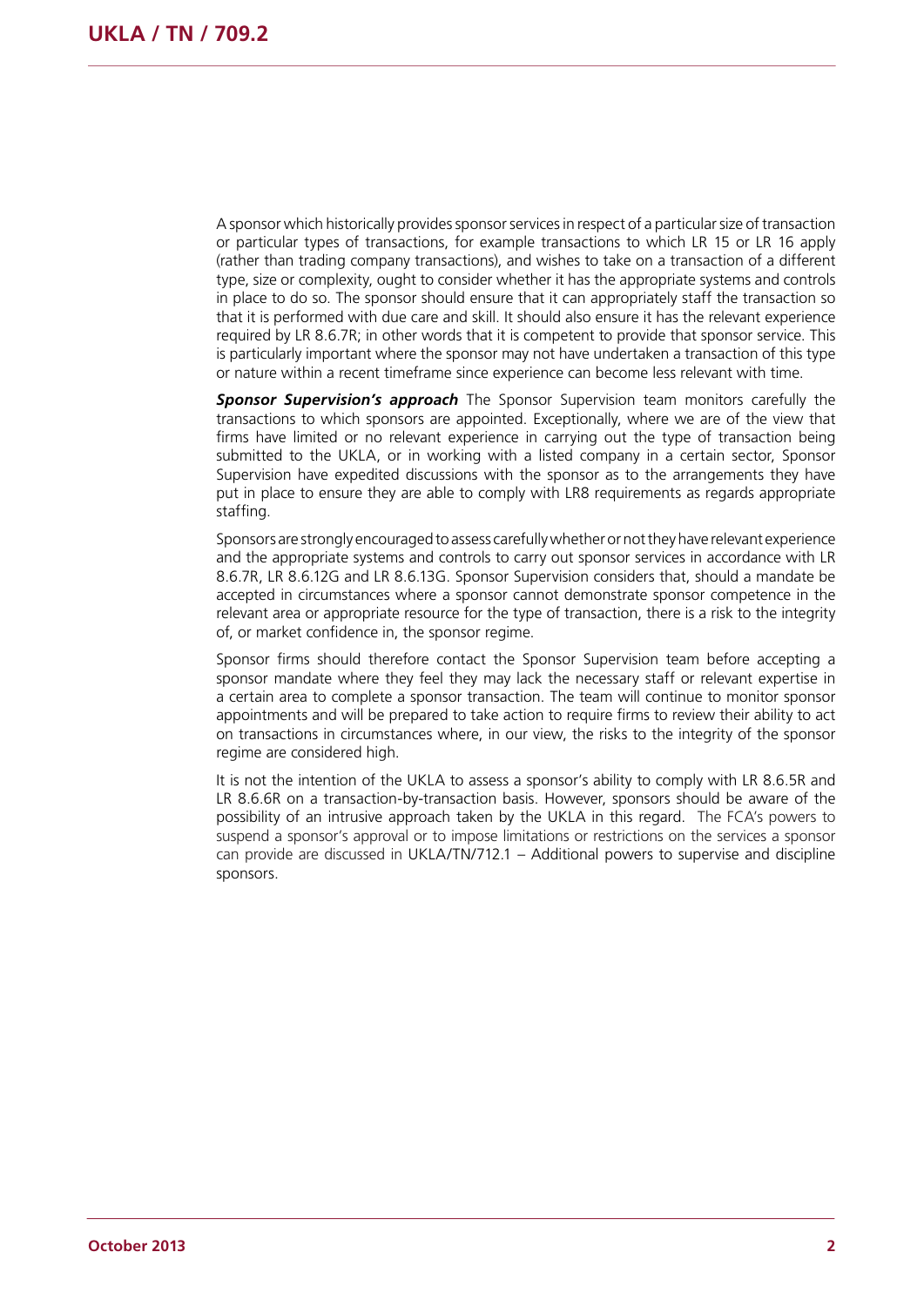A sponsor which historically provides sponsor services in respect of a particular size of transaction or particular types of transactions, for example transactions to which LR 15 or LR 16 apply (rather than trading company transactions), and wishes to take on a transaction of a different type, size or complexity, ought to consider whether it has the appropriate systems and controls in place to do so. The sponsor should ensure that it can appropriately staff the transaction so that it is performed with due care and skill. It should also ensure it has the relevant experience required by LR 8.6.7R; in other words that it is competent to provide that sponsor service. This is particularly important where the sponsor may not have undertaken a transaction of this type or nature within a recent timeframe since experience can become less relevant with time.

***Sponsor Supervision's approach*** The Sponsor Supervision team monitors carefully the transactions to which sponsors are appointed. Exceptionally, where we are of the view that firms have limited or no relevant experience in carrying out the type of transaction being submitted to the UKLA, or in working with a listed company in a certain sector, Sponsor Supervision have expedited discussions with the sponsor as to the arrangements they have put in place to ensure they are able to comply with LR8 requirements as regards appropriate staffing.

Sponsors are strongly encouraged to assess carefully whether or not they have relevant experience and the appropriate systems and controls to carry out sponsor services in accordance with LR 8.6.7R, LR 8.6.12G and LR 8.6.13G. Sponsor Supervision considers that, should a mandate be accepted in circumstances where a sponsor cannot demonstrate sponsor competence in the relevant area or appropriate resource for the type of transaction, there is a risk to the integrity of, or market confidence in, the sponsor regime.

Sponsor firms should therefore contact the Sponsor Supervision team before accepting a sponsor mandate where they feel they may lack the necessary staff or relevant expertise in a certain area to complete a sponsor transaction. The team will continue to monitor sponsor appointments and will be prepared to take action to require firms to review their ability to act on transactions in circumstances where, in our view, the risks to the integrity of the sponsor regime are considered high.

It is not the intention of the UKLA to assess a sponsor's ability to comply with LR 8.6.5R and LR 8.6.6R on a transaction-by-transaction basis. However, sponsors should be aware of the possibility of an intrusive approach taken by the UKLA in this regard. The FCA's powers to suspend a sponsor's approval or to impose limitations or restrictions on the services a sponsor can provide are discussed in UKLA/TN/712.1 – Additional powers to supervise and discipline sponsors.